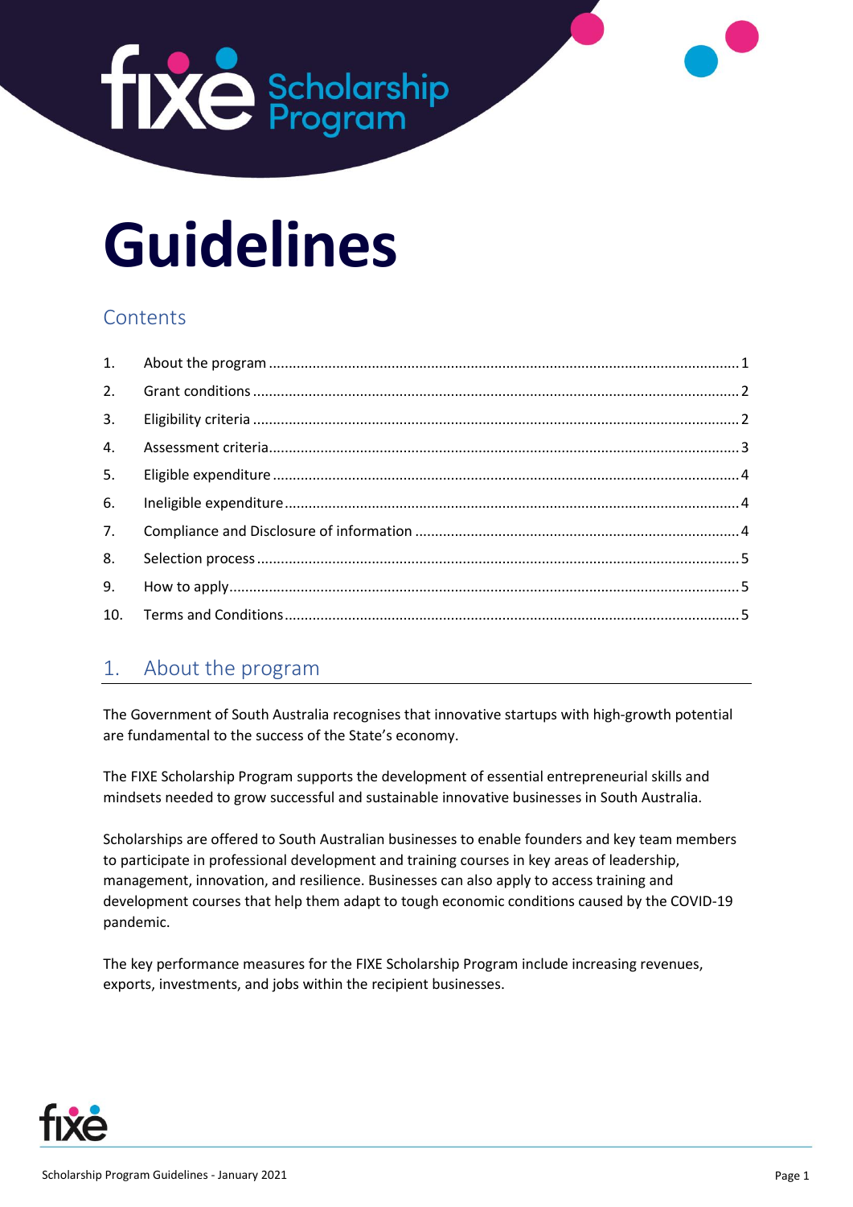# fixe Scholarship Program

# Guidelines

## Contents

| | | |
|---|---|---|
| 1. | About the program | 1 |
| 2. | Grant conditions | 2 |
| 3. | Eligibility criteria | 2 |
| 4. | Assessment criteria | 3 |
| 5. | Eligible expenditure | 4 |
| 6. | Ineligible expenditure | 4 |
| 7. | Compliance and Disclosure of information | 4 |
| 8. | Selection process | 5 |
| 9. | How to apply | 5 |
| 10. | Terms and Conditions | 5 |

## 1. About the program

The Government of South Australia recognises that innovative startups with high-growth potential are fundamental to the success of the State's economy.

The FIXE Scholarship Program supports the development of essential entrepreneurial skills and mindsets needed to grow successful and sustainable innovative businesses in South Australia.

Scholarships are offered to South Australian businesses to enable founders and key team members to participate in professional development and training courses in key areas of leadership, management, innovation, and resilience. Businesses can also apply to access training and development courses that help them adapt to tough economic conditions caused by the COVID-19 pandemic.

The key performance measures for the FIXE Scholarship Program include increasing revenues, exports, investments, and jobs within the recipient businesses.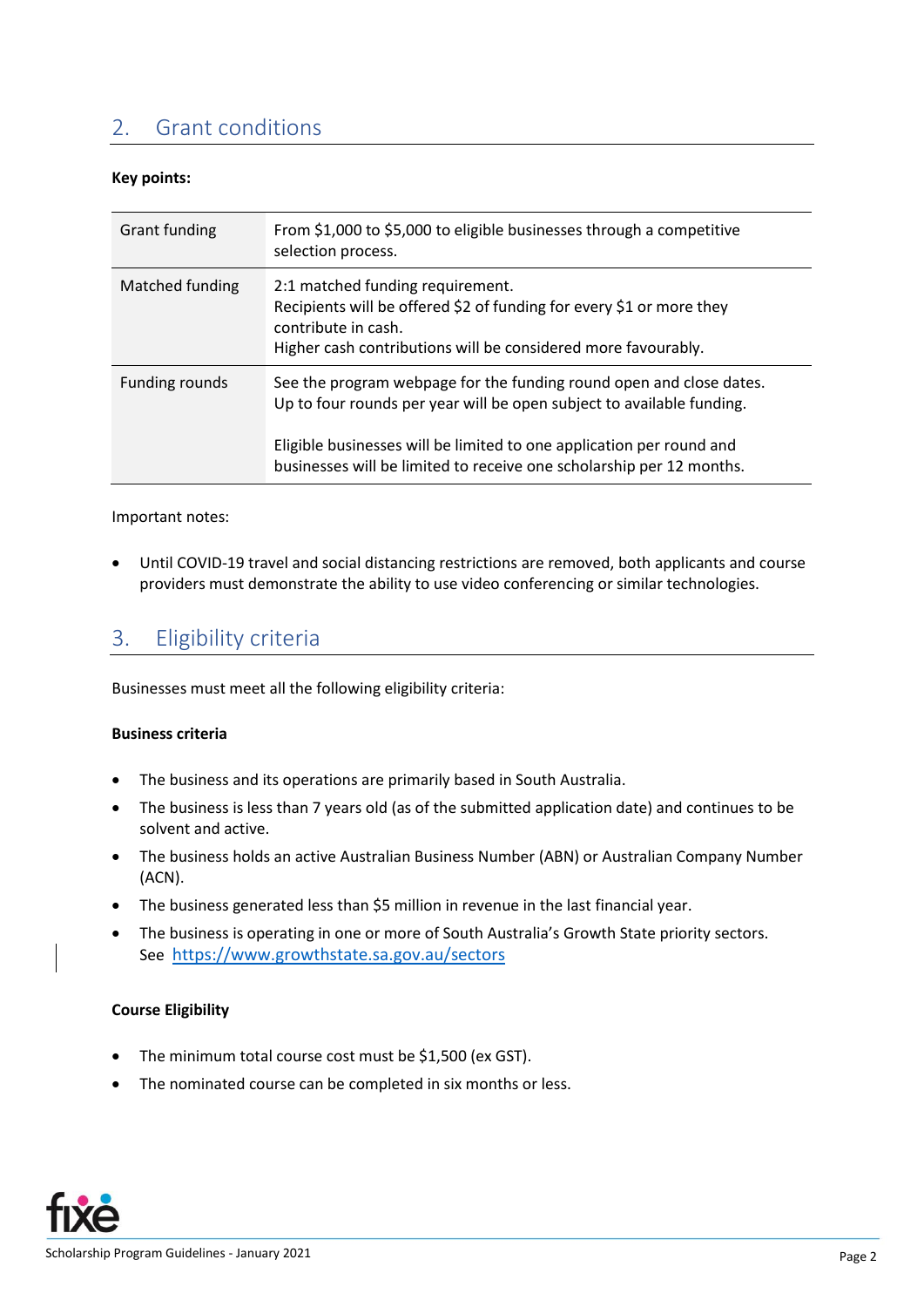## 2. Grant conditions

**Key points:**

| | |
|---|---|
| Grant funding | From $1,000 to $5,000 to eligible businesses through a competitive selection process. |
| Matched funding | 2:1 matched funding requirement.<br>Recipients will be offered $2 of funding for every $1 or more they contribute in cash.<br>Higher cash contributions will be considered more favourably. |
| Funding rounds | See the program webpage for the funding round open and close dates. Up to four rounds per year will be open subject to available funding.<br><br>Eligible businesses will be limited to one application per round and businesses will be limited to receive one scholarship per 12 months. |

Important notes:

- Until COVID-19 travel and social distancing restrictions are removed, both applicants and course providers must demonstrate the ability to use video conferencing or similar technologies.

## 3. Eligibility criteria

Businesses must meet all the following eligibility criteria:

**Business criteria**

- The business and its operations are primarily based in South Australia.
- The business is less than 7 years old (as of the submitted application date) and continues to be solvent and active.
- The business holds an active Australian Business Number (ABN) or Australian Company Number (ACN).
- The business generated less than $5 million in revenue in the last financial year.
- The business is operating in one or more of South Australia's Growth State priority sectors. See https://www.growthstate.sa.gov.au/sectors

**Course Eligibility**

- The minimum total course cost must be $1,500 (ex GST).
- The nominated course can be completed in six months or less.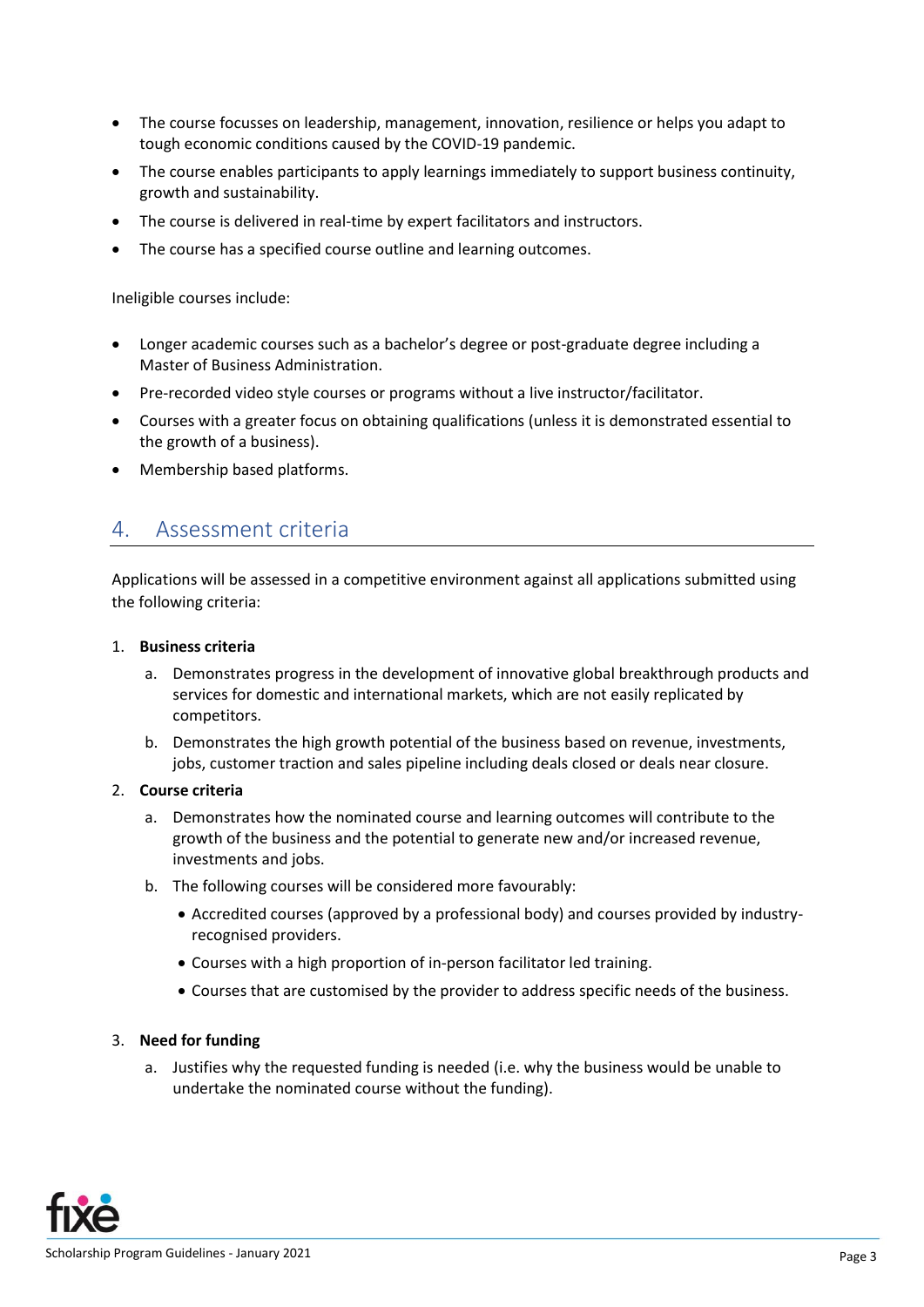- The course focusses on leadership, management, innovation, resilience or helps you adapt to tough economic conditions caused by the COVID-19 pandemic.
- The course enables participants to apply learnings immediately to support business continuity, growth and sustainability.
- The course is delivered in real-time by expert facilitators and instructors.
- The course has a specified course outline and learning outcomes.

Ineligible courses include:

- Longer academic courses such as a bachelor's degree or post-graduate degree including a Master of Business Administration.
- Pre-recorded video style courses or programs without a live instructor/facilitator.
- Courses with a greater focus on obtaining qualifications (unless it is demonstrated essential to the growth of a business).
- Membership based platforms.

## 4. Assessment criteria

Applications will be assessed in a competitive environment against all applications submitted using the following criteria:

1. **Business criteria**
   a. Demonstrates progress in the development of innovative global breakthrough products and services for domestic and international markets, which are not easily replicated by competitors.
   b. Demonstrates the high growth potential of the business based on revenue, investments, jobs, customer traction and sales pipeline including deals closed or deals near closure.
2. **Course criteria**
   a. Demonstrates how the nominated course and learning outcomes will contribute to the growth of the business and the potential to generate new and/or increased revenue, investments and jobs.
   b. The following courses will be considered more favourably:
      - Accredited courses (approved by a professional body) and courses provided by industry-recognised providers.
      - Courses with a high proportion of in-person facilitator led training.
      - Courses that are customised by the provider to address specific needs of the business.
3. **Need for funding**
   a. Justifies why the requested funding is needed (i.e. why the business would be unable to undertake the nominated course without the funding).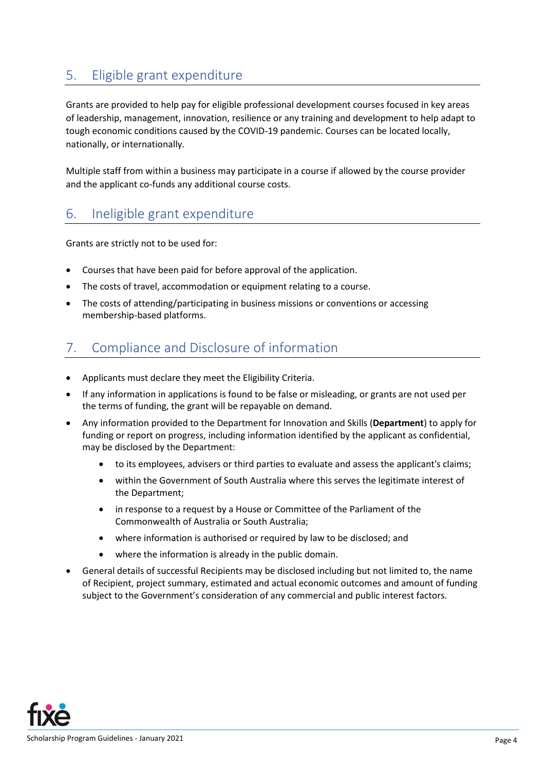## 5. Eligible grant expenditure

Grants are provided to help pay for eligible professional development courses focused in key areas of leadership, management, innovation, resilience or any training and development to help adapt to tough economic conditions caused by the COVID-19 pandemic. Courses can be located locally, nationally, or internationally.

Multiple staff from within a business may participate in a course if allowed by the course provider and the applicant co-funds any additional course costs.

## 6. Ineligible grant expenditure

Grants are strictly not to be used for:

- Courses that have been paid for before approval of the application.
- The costs of travel, accommodation or equipment relating to a course.
- The costs of attending/participating in business missions or conventions or accessing membership-based platforms.

## 7. Compliance and Disclosure of information

- Applicants must declare they meet the Eligibility Criteria.
- If any information in applications is found to be false or misleading, or grants are not used per the terms of funding, the grant will be repayable on demand.
- Any information provided to the Department for Innovation and Skills (**Department**) to apply for funding or report on progress, including information identified by the applicant as confidential, may be disclosed by the Department:
  - to its employees, advisers or third parties to evaluate and assess the applicant's claims;
  - within the Government of South Australia where this serves the legitimate interest of the Department;
  - in response to a request by a House or Committee of the Parliament of the Commonwealth of Australia or South Australia;
  - where information is authorised or required by law to be disclosed; and
  - where the information is already in the public domain.
- General details of successful Recipients may be disclosed including but not limited to, the name of Recipient, project summary, estimated and actual economic outcomes and amount of funding subject to the Government's consideration of any commercial and public interest factors.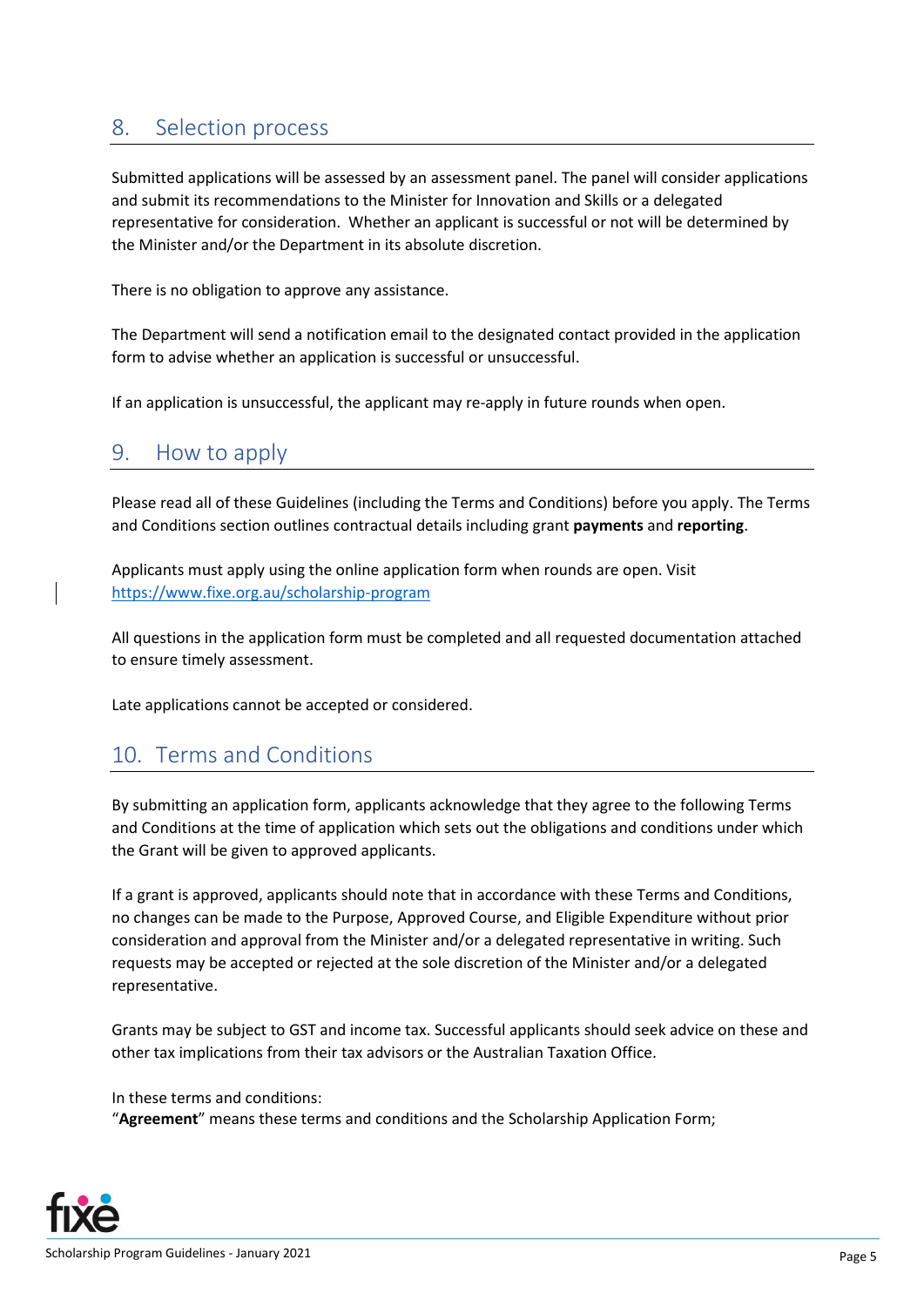## 8. Selection process

Submitted applications will be assessed by an assessment panel. The panel will consider applications and submit its recommendations to the Minister for Innovation and Skills or a delegated representative for consideration. Whether an applicant is successful or not will be determined by the Minister and/or the Department in its absolute discretion.

There is no obligation to approve any assistance.

The Department will send a notification email to the designated contact provided in the application form to advise whether an application is successful or unsuccessful.

If an application is unsuccessful, the applicant may re-apply in future rounds when open.

## 9. How to apply

Please read all of these Guidelines (including the Terms and Conditions) before you apply. The Terms and Conditions section outlines contractual details including grant **payments** and **reporting**.

Applicants must apply using the online application form when rounds are open. Visit https://www.fixe.org.au/scholarship-program

All questions in the application form must be completed and all requested documentation attached to ensure timely assessment.

Late applications cannot be accepted or considered.

## 10. Terms and Conditions

By submitting an application form, applicants acknowledge that they agree to the following Terms and Conditions at the time of application which sets out the obligations and conditions under which the Grant will be given to approved applicants.

If a grant is approved, applicants should note that in accordance with these Terms and Conditions, no changes can be made to the Purpose, Approved Course, and Eligible Expenditure without prior consideration and approval from the Minister and/or a delegated representative in writing. Such requests may be accepted or rejected at the sole discretion of the Minister and/or a delegated representative.

Grants may be subject to GST and income tax. Successful applicants should seek advice on these and other tax implications from their tax advisors or the Australian Taxation Office.

In these terms and conditions:
"**Agreement**" means these terms and conditions and the Scholarship Application Form;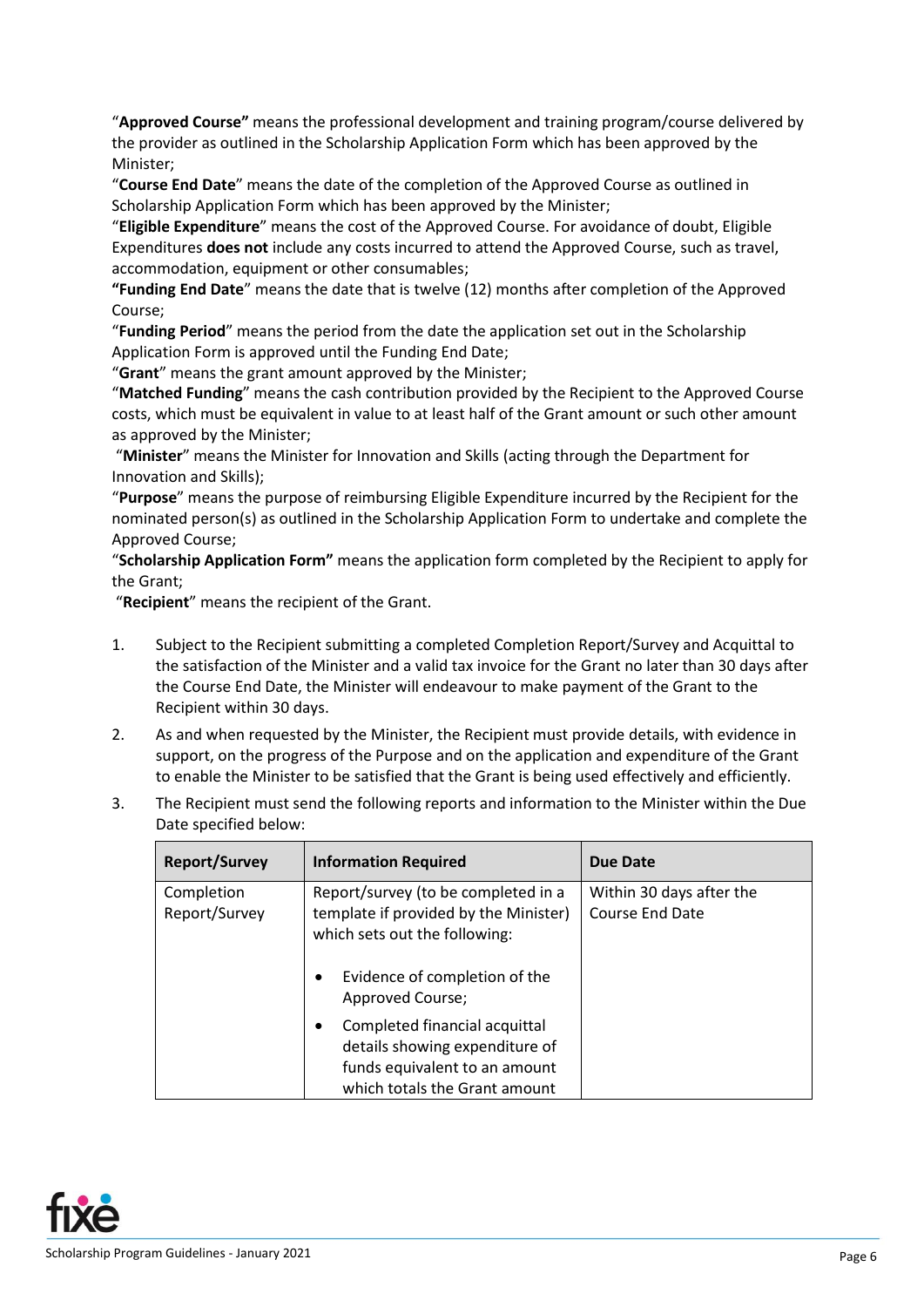"**Approved Course"** means the professional development and training program/course delivered by the provider as outlined in the Scholarship Application Form which has been approved by the Minister;

"**Course End Date**" means the date of the completion of the Approved Course as outlined in Scholarship Application Form which has been approved by the Minister;

"**Eligible Expenditure**" means the cost of the Approved Course. For avoidance of doubt, Eligible Expenditures **does not** include any costs incurred to attend the Approved Course, such as travel, accommodation, equipment or other consumables;

**"Funding End Date**" means the date that is twelve (12) months after completion of the Approved Course;

"**Funding Period**" means the period from the date the application set out in the Scholarship Application Form is approved until the Funding End Date;

"**Grant**" means the grant amount approved by the Minister;

"**Matched Funding**" means the cash contribution provided by the Recipient to the Approved Course costs, which must be equivalent in value to at least half of the Grant amount or such other amount as approved by the Minister;

"**Minister**" means the Minister for Innovation and Skills (acting through the Department for Innovation and Skills);

"**Purpose**" means the purpose of reimbursing Eligible Expenditure incurred by the Recipient for the nominated person(s) as outlined in the Scholarship Application Form to undertake and complete the Approved Course;

"**Scholarship Application Form"** means the application form completed by the Recipient to apply for the Grant;

"**Recipient**" means the recipient of the Grant.

1. Subject to the Recipient submitting a completed Completion Report/Survey and Acquittal to the satisfaction of the Minister and a valid tax invoice for the Grant no later than 30 days after the Course End Date, the Minister will endeavour to make payment of the Grant to the Recipient within 30 days.
2. As and when requested by the Minister, the Recipient must provide details, with evidence in support, on the progress of the Purpose and on the application and expenditure of the Grant to enable the Minister to be satisfied that the Grant is being used effectively and efficiently.
3. The Recipient must send the following reports and information to the Minister within the Due Date specified below:

| Report/Survey | Information Required | Due Date |
|---|---|---|
| Completion Report/Survey | Report/survey (to be completed in a template if provided by the Minister) which sets out the following:<br>• Evidence of completion of the Approved Course;<br>• Completed financial acquittal details showing expenditure of funds equivalent to an amount which totals the Grant amount | Within 30 days after the Course End Date |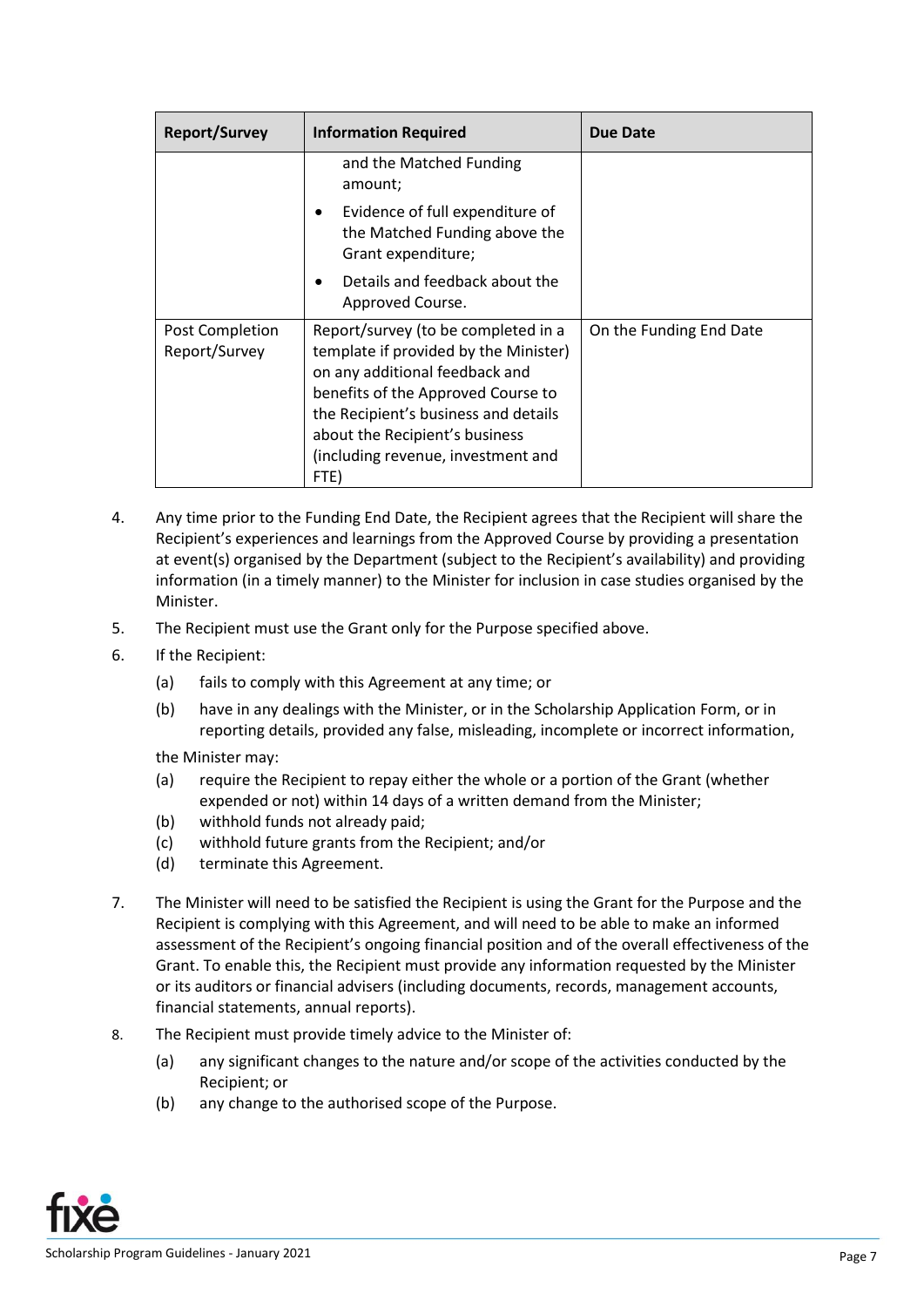| Report/Survey | Information Required | Due Date |
|---|---|---|
| | and the Matched Funding amount;<br>• Evidence of full expenditure of the Matched Funding above the Grant expenditure;<br>• Details and feedback about the Approved Course. | |
| Post Completion Report/Survey | Report/survey (to be completed in a template if provided by the Minister) on any additional feedback and benefits of the Approved Course to the Recipient's business and details about the Recipient's business (including revenue, investment and FTE) | On the Funding End Date |

4. Any time prior to the Funding End Date, the Recipient agrees that the Recipient will share the Recipient's experiences and learnings from the Approved Course by providing a presentation at event(s) organised by the Department (subject to the Recipient's availability) and providing information (in a timely manner) to the Minister for inclusion in case studies organised by the Minister.
5. The Recipient must use the Grant only for the Purpose specified above.
6. If the Recipient:
   (a) fails to comply with this Agreement at any time; or
   (b) have in any dealings with the Minister, or in the Scholarship Application Form, or in reporting details, provided any false, misleading, incomplete or incorrect information,

   the Minister may:
   (a) require the Recipient to repay either the whole or a portion of the Grant (whether expended or not) within 14 days of a written demand from the Minister;
   (b) withhold funds not already paid;
   (c) withhold future grants from the Recipient; and/or
   (d) terminate this Agreement.
7. The Minister will need to be satisfied the Recipient is using the Grant for the Purpose and the Recipient is complying with this Agreement, and will need to be able to make an informed assessment of the Recipient's ongoing financial position and of the overall effectiveness of the Grant. To enable this, the Recipient must provide any information requested by the Minister or its auditors or financial advisers (including documents, records, management accounts, financial statements, annual reports).
8. The Recipient must provide timely advice to the Minister of:
   (a) any significant changes to the nature and/or scope of the activities conducted by the Recipient; or
   (b) any change to the authorised scope of the Purpose.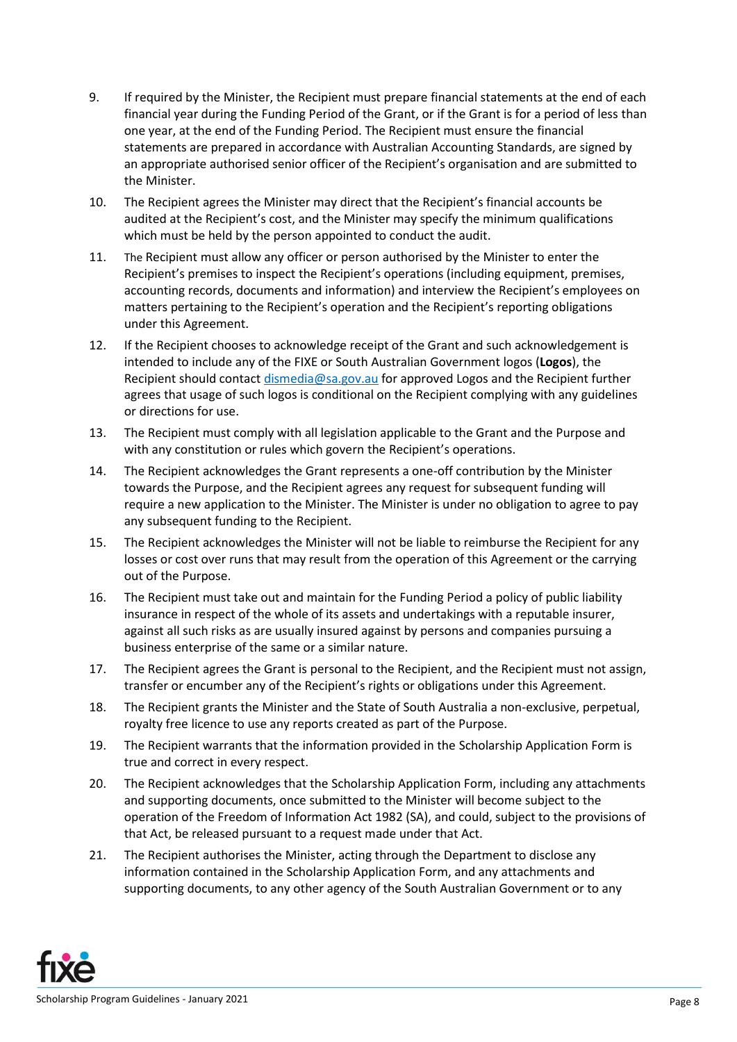9. If required by the Minister, the Recipient must prepare financial statements at the end of each financial year during the Funding Period of the Grant, or if the Grant is for a period of less than one year, at the end of the Funding Period. The Recipient must ensure the financial statements are prepared in accordance with Australian Accounting Standards, are signed by an appropriate authorised senior officer of the Recipient's organisation and are submitted to the Minister.
10. The Recipient agrees the Minister may direct that the Recipient's financial accounts be audited at the Recipient's cost, and the Minister may specify the minimum qualifications which must be held by the person appointed to conduct the audit.
11. The Recipient must allow any officer or person authorised by the Minister to enter the Recipient's premises to inspect the Recipient's operations (including equipment, premises, accounting records, documents and information) and interview the Recipient's employees on matters pertaining to the Recipient's operation and the Recipient's reporting obligations under this Agreement.
12. If the Recipient chooses to acknowledge receipt of the Grant and such acknowledgement is intended to include any of the FIXE or South Australian Government logos (**Logos**), the Recipient should contact dismedia@sa.gov.au for approved Logos and the Recipient further agrees that usage of such logos is conditional on the Recipient complying with any guidelines or directions for use.
13. The Recipient must comply with all legislation applicable to the Grant and the Purpose and with any constitution or rules which govern the Recipient's operations.
14. The Recipient acknowledges the Grant represents a one-off contribution by the Minister towards the Purpose, and the Recipient agrees any request for subsequent funding will require a new application to the Minister. The Minister is under no obligation to agree to pay any subsequent funding to the Recipient.
15. The Recipient acknowledges the Minister will not be liable to reimburse the Recipient for any losses or cost over runs that may result from the operation of this Agreement or the carrying out of the Purpose.
16. The Recipient must take out and maintain for the Funding Period a policy of public liability insurance in respect of the whole of its assets and undertakings with a reputable insurer, against all such risks as are usually insured against by persons and companies pursuing a business enterprise of the same or a similar nature.
17. The Recipient agrees the Grant is personal to the Recipient, and the Recipient must not assign, transfer or encumber any of the Recipient's rights or obligations under this Agreement.
18. The Recipient grants the Minister and the State of South Australia a non-exclusive, perpetual, royalty free licence to use any reports created as part of the Purpose.
19. The Recipient warrants that the information provided in the Scholarship Application Form is true and correct in every respect.
20. The Recipient acknowledges that the Scholarship Application Form, including any attachments and supporting documents, once submitted to the Minister will become subject to the operation of the Freedom of Information Act 1982 (SA), and could, subject to the provisions of that Act, be released pursuant to a request made under that Act.
21. The Recipient authorises the Minister, acting through the Department to disclose any information contained in the Scholarship Application Form, and any attachments and supporting documents, to any other agency of the South Australian Government or to any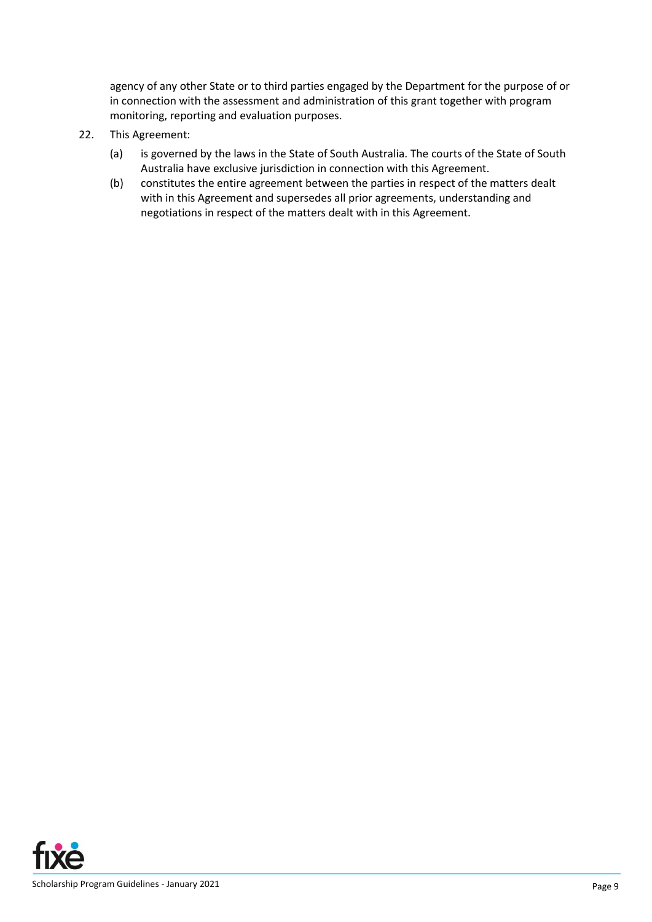agency of any other State or to third parties engaged by the Department for the purpose of or in connection with the assessment and administration of this grant together with program monitoring, reporting and evaluation purposes.

22. This Agreement:
    (a) is governed by the laws in the State of South Australia. The courts of the State of South Australia have exclusive jurisdiction in connection with this Agreement.
    (b) constitutes the entire agreement between the parties in respect of the matters dealt with in this Agreement and supersedes all prior agreements, understanding and negotiations in respect of the matters dealt with in this Agreement.